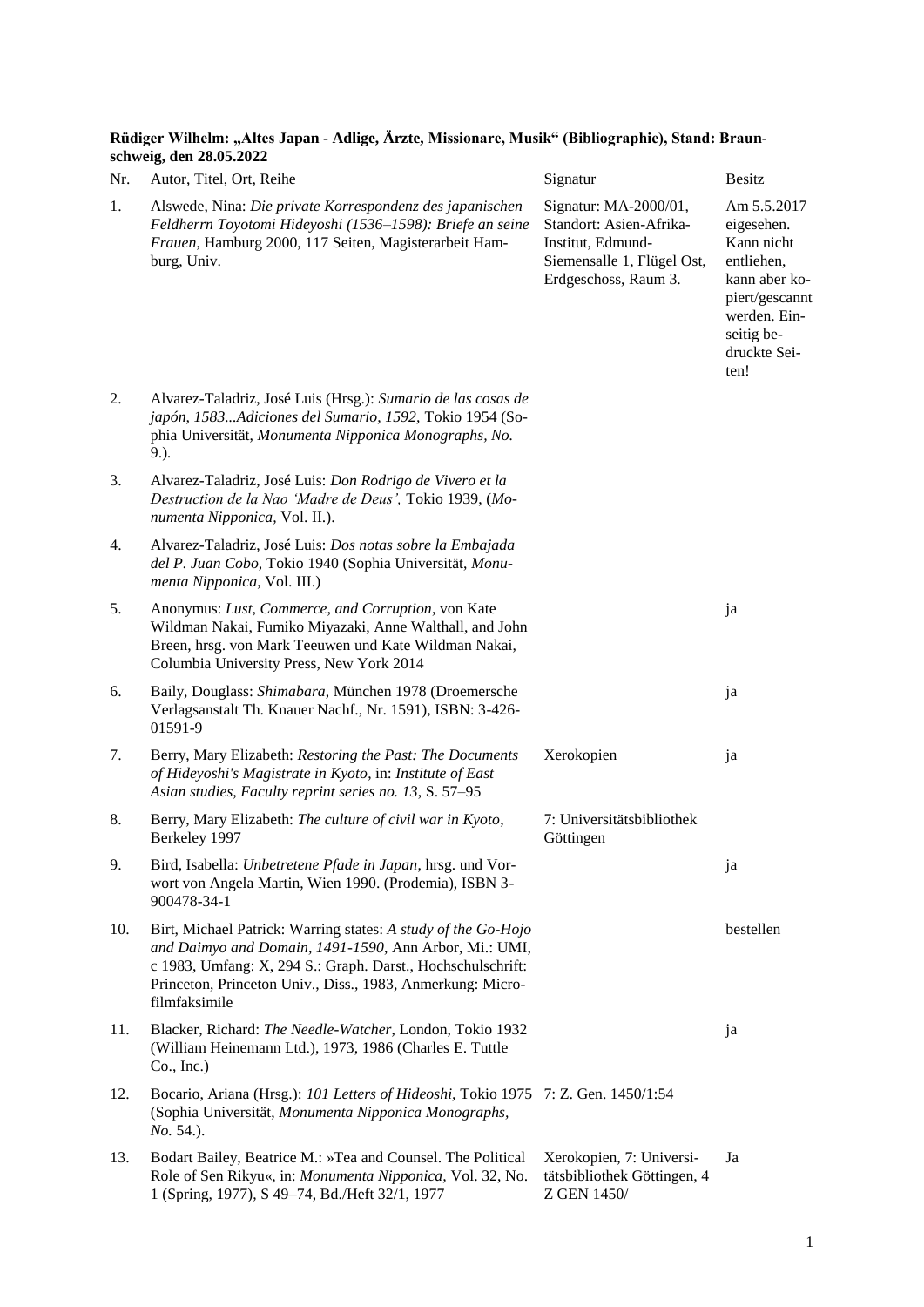**Rüdiger Wilhelm: „Altes Japan - Adlige, Ärzte, Missionare, Musik“ (Bibliographie), Stand: Braunschweig, den 28.05.2022**

| Nr. | Autor, Titel, Ort, Reihe | Signatur | Besitz |
|---|---|---|---|
| 1. | Alswede, Nina: *Die private Korrespondenz des japanischen Feldherrn Toyotomi Hideyoshi (1536–1598): Briefe an seine Frauen*, Hamburg 2000, 117 Seiten, Magisterarbeit Hamburg, Univ. | Signatur: MA-2000/01, Standort: Asien-Afrika-Institut, Edmund-Siemensalle 1, Flügel Ost, Erdgeschoss, Raum 3. | Am 5.5.2017 eigesehen. Kann nicht entliehen, kann aber kopiert/gescannt werden. Einseitig bedruckte Seiten! |
| 2. | Alvarez-Taladriz, José Luis (Hrsg.): *Sumario de las cosas de japón, 1583...Adiciones del Sumario, 1592,* Tokio 1954 (Sophia Universität, *Monumenta Nipponica Monographs, No.* 9.). | | |
| 3. | Alvarez-Taladriz, José Luis: *Don Rodrigo de Vivero et la Destruction de la Nao 'Madre de Deus',* Tokio 1939, (*Monumenta Nipponica,* Vol. II.). | | |
| 4. | Alvarez-Taladriz, José Luis: *Dos notas sobre la Embajada del P. Juan Cobo,* Tokio 1940 (Sophia Universität, *Monumenta Nipponica*, Vol. III.) | | |
| 5. | Anonymus: *Lust, Commerce, and Corruption*, von Kate Wildman Nakai, Fumiko Miyazaki, Anne Walthall, and John Breen, hrsg. von Mark Teeuwen und Kate Wildman Nakai, Columbia University Press, New York 2014 | | ja |
| 6. | Baily, Douglass: *Shimabara*, München 1978 (Droemersche Verlagsanstalt Th. Knauer Nachf., Nr. 1591), ISBN: 3-426-01591-9 | | ja |
| 7. | Berry, Mary Elizabeth: *Restoring the Past: The Documents of Hideyoshi's Magistrate in Kyoto*, in: *Institute of East Asian studies, Faculty reprint series no. 13,* S. 57–95 | Xerokopien | ja |
| 8. | Berry, Mary Elizabeth: *The culture of civil war in Kyoto*, Berkeley 1997 | 7: Universitätsbibliothek Göttingen | |
| 9. | Bird, Isabella: *Unbetretene Pfade in Japan*, hrsg. und Vorwort von Angela Martin, Wien 1990. (Prodemia), ISBN 3-900478-34-1 | | ja |
| 10. | Birt, Michael Patrick: Warring states: *A study of the Go-Hojo and Daimyo and Domain, 1491-1590*, Ann Arbor, Mi.: UMI, c 1983, Umfang: X, 294 S.: Graph. Darst., Hochschulschrift: Princeton, Princeton Univ., Diss., 1983, Anmerkung: Mikrofilmfaksimile | | bestellen |
| 11. | Blacker, Richard: *The Needle-Watcher*, London, Tokio 1932 (William Heinemann Ltd.), 1973, 1986 (Charles E. Tuttle Co., Inc.) | | ja |
| 12. | Bocario, Ariana (Hrsg.): *101 Letters of Hideoshi,* Tokio 1975 (Sophia Universität, *Monumenta Nipponica Monographs, No.* 54.). | 7: Z. Gen. 1450/1:54 | |
| 13. | Bodart Bailey, Beatrice M.: »Tea and Counsel. The Political Role of Sen Rikyu«, in: *Monumenta Nipponica,* Vol. 32, No. 1 (Spring, 1977), S 49–74, Bd./Heft 32/1, 1977 | Xerokopien, 7: Universitätsbibliothek Göttingen, 4 Z GEN 1450/ | Ja |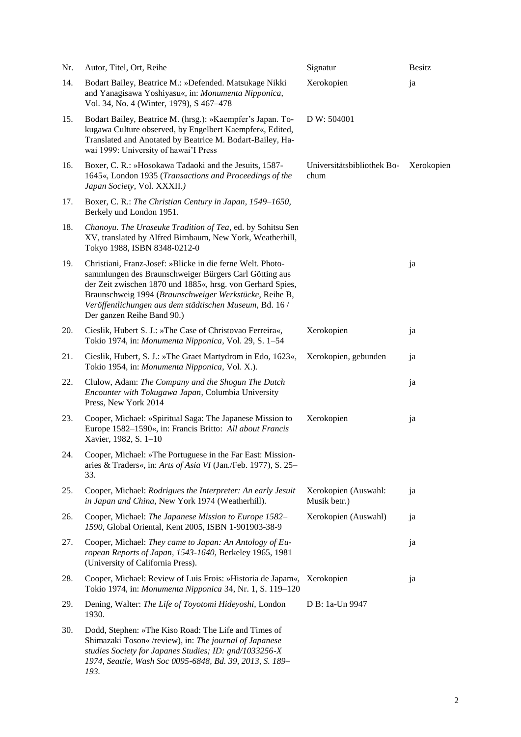| Nr. | Autor, Titel, Ort, Reihe | Signatur | Besitz |
|---|---|---|---|
| 14. | Bodart Bailey, Beatrice M.: »Defended. Matsukage Nikki and Yanagisawa Yoshiyasu«, in: *Monumenta Nipponica*, Vol. 34, No. 4 (Winter, 1979), S 467–478 | Xerokopien | ja |
| 15. | Bodart Bailey, Beatrice M. (hrsg.): »Kaempfer's Japan. Tokugawa Culture observed, by Engelbert Kaempfer«, Edited, Translated and Anotated by Beatrice M. Bodart-Bailey, Hawai 1999: University of hawai'I Press | D W: 504001 | |
| 16. | Boxer, C. R.: »Hosokawa Tadaoki and the Jesuits, 1587-1645«, London 1935 (*Transactions and Proceedings of the Japan Society*, Vol. XXXII.) | Universitätsbibliothek Bochum | Xerokopien |
| 17. | Boxer, C. R.: *The Christian Century in Japan, 1549–1650*, Berkely und London 1951. | | |
| 18. | *Chanoyu. The Uraseuke Tradition of Tea*, ed. by Sohitsu Sen XV, translated by Alfred Birnbaum, New York, Weatherhill, Tokyo 1988, ISBN 8348-0212-0 | | |
| 19. | Christiani, Franz-Josef: »Blicke in die ferne Welt. Photosammlungen des Braunschweiger Bürgers Carl Götting aus der Zeit zwischen 1870 und 1885«, hrsg. von Gerhard Spies, Braunschweig 1994 (*Braunschweiger Werkstücke*, Reihe B, *Veröffentlichungen aus dem städtischen Museum*, Bd. 16 / Der ganzen Reihe Band 90.) | | ja |
| 20. | Cieslik, Hubert S. J.: »The Case of Christovao Ferreira«, Tokio 1974, in: *Monumenta Nipponica*, Vol. 29, S. 1–54 | Xerokopien | ja |
| 21. | Cieslik, Hubert, S. J.: »The Graet Martydrom in Edo, 1623«, Tokio 1954, in: *Monumenta Nipponica*, Vol. X.). | Xerokopien, gebunden | ja |
| 22. | Clulow, Adam: *The Company and the Shogun The Dutch Encounter with Tokugawa Japan*, Columbia University Press, New York 2014 | | ja |
| 23. | Cooper, Michael: »Spiritual Saga: The Japanese Mission to Europe 1582–1590«, in: Francis Britto: *All about Francis* Xavier, 1982, S. 1–10 | Xerokopien | ja |
| 24. | Cooper, Michael: »The Portuguese in the Far East: Missionaries & Traders«, in: *Arts of Asia VI* (Jan./Feb. 1977), S. 25–33. | | |
| 25. | Cooper, Michael: *Rodrigues the Interpreter: An early Jesuit in Japan and China*, New York 1974 (Weatherhill). | Xerokopien (Auswahl: Musik betr.) | ja |
| 26. | Cooper, Michael: *The Japanese Mission to Europe 1582–1590*, Global Oriental, Kent 2005, ISBN 1-901903-38-9 | Xerokopien (Auswahl) | ja |
| 27. | Cooper, Michael: *They came to Japan: An Antology of European Reports of Japan, 1543-1640*, Berkeley 1965, 1981 (University of California Press). | | ja |
| 28. | Cooper, Michael: Review of Luis Frois: »Historia de Japam«, Tokio 1974, in: *Monumenta Nipponica* 34, Nr. 1, S. 119–120 | Xerokopien | ja |
| 29. | Dening, Walter: *The Life of Toyotomi Hideyoshi*, London 1930. | D B: 1a-Un 9947 | |
| 30. | Dodd, Stephen: »The Kiso Road: The Life and Times of Shimazaki Toson« /review), in: *The journal of Japanese studies Society for Japanes Studies; ID: gnd/1033256-X 1974, Seattle, Wash Soc 0095-6848, Bd. 39, 2013, S. 189–193.* | | |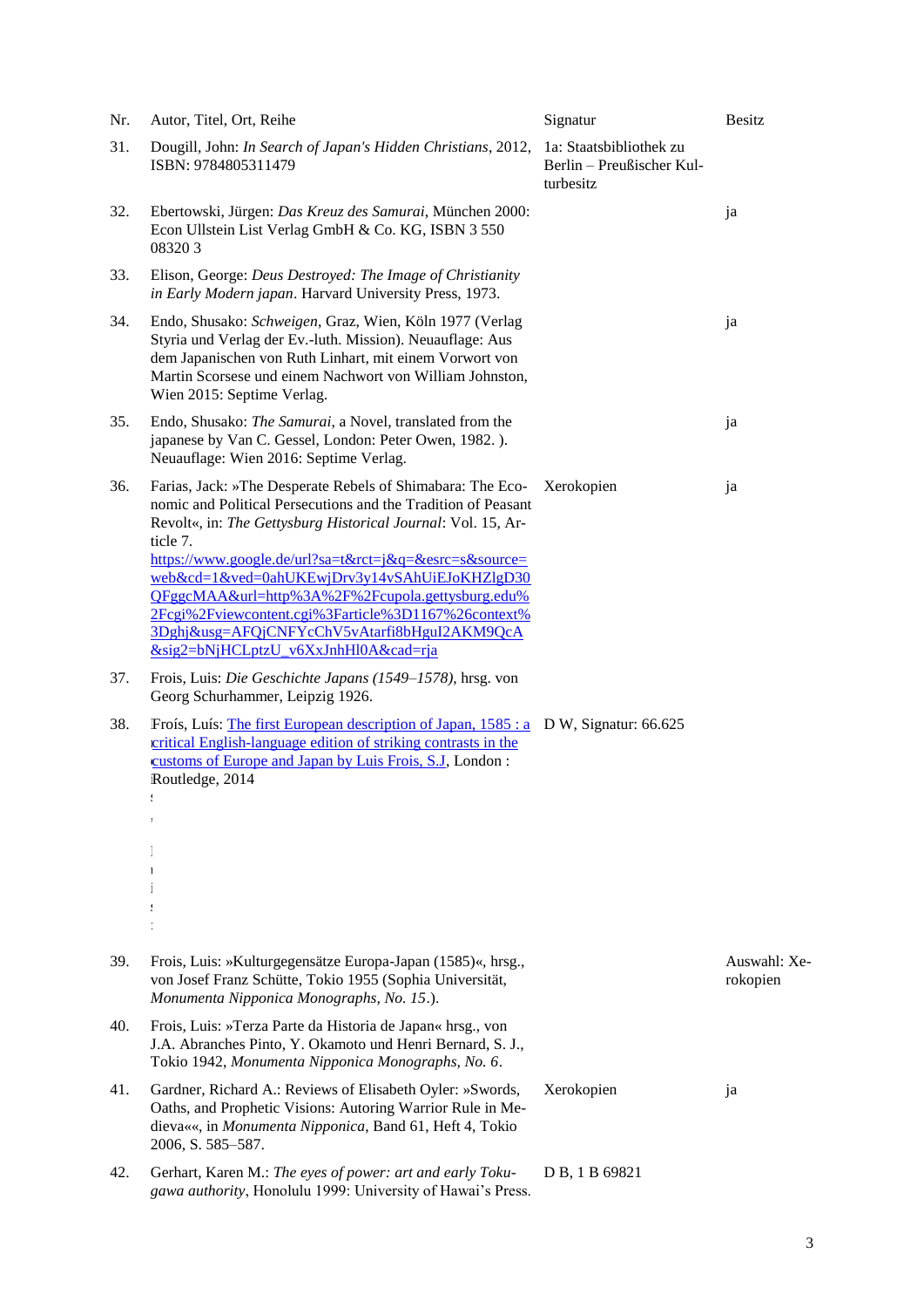| Nr. | Autor, Titel, Ort, Reihe | Signatur | Besitz |
|---|---|---|---|
| 31. | Dougill, John: *In Search of Japan's Hidden Christians*, 2012, ISBN: 9784805311479 | 1a: Staatsbibliothek zu Berlin – Preußischer Kulturbesitz | |
| 32. | Ebertowski, Jürgen: *Das Kreuz des Samurai*, München 2000: Econ Ullstein List Verlag GmbH & Co. KG, ISBN 3 550 08320 3 | | ja |
| 33. | Elison, George: *Deus Destroyed: The Image of Christianity in Early Modern japan*. Harvard University Press, 1973. | | |
| 34. | Endo, Shusako: *Schweigen*, Graz, Wien, Köln 1977 (Verlag Styria und Verlag der Ev.-luth. Mission). Neuauflage: Aus dem Japanischen von Ruth Linhart, mit einem Vorwort von Martin Scorsese und einem Nachwort von William Johnston, Wien 2015: Septime Verlag. | | ja |
| 35. | Endo, Shusako: *The Samurai*, a Novel, translated from the japanese by Van C. Gessel, London: Peter Owen, 1982. ). Neuauflage: Wien 2016: Septime Verlag. | | ja |
| 36. | Farias, Jack: »The Desperate Rebels of Shimabara: The Economic and Political Persecutions and the Tradition of Peasant Revolt«, in: *The Gettysburg Historical Journal*: Vol. 15, Article 7. https://www.google.de/url?sa=t&rct=j&q=&esrc=s&source=web&cd=1&ved=0ahUKEwjDrv3y14vSAhUiEJoKHZlgD30QFggcMAA&url=http%3A%2F%2Fcupola.gettysburg.edu%2Fcgi%2Fviewcontent.cgi%3Farticle%3D1167%26context%3Dghj&usg=AFQjCNFYcChV5vAtarfi8bHguI2AKM9QcA&sig2=bNjHCLptzU_v6XxJnhHl0A&cad=rja | Xerokopien | ja |
| 37. | Frois, Luis: *Die Geschichte Japans (1549–1578)*, hrsg. von Georg Schurhammer, Leipzig 1926. | | |
| 38. | Fróis, Luís: The first European description of Japan, 1585 : a critical English-language edition of striking contrasts in the customs of Europe and Japan by Luis Frois, S.J, London : Routledge, 2014 | D W, Signatur: 66.625 | |
| 39. | Frois, Luis: »Kulturgegensätze Europa-Japan (1585)«, hrsg., von Josef Franz Schütte, Tokio 1955 (Sophia Universität, *Monumenta Nipponica Monographs, No. 15*.). | | Auswahl: Xerokopien |
| 40. | Frois, Luis: »Terza Parte da Historia de Japan« hrsg., von J.A. Abranches Pinto, Y. Okamoto und Henri Bernard, S. J., Tokio 1942, *Monumenta Nipponica Monographs, No. 6*. | | |
| 41. | Gardner, Richard A.: Reviews of Elisabeth Oyler: »Swords, Oaths, and Prophetic Visions: Autoring Warrior Rule in Medieva««, in *Monumenta Nipponica*, Band 61, Heft 4, Tokio 2006, S. 585–587. | Xerokopien | ja |
| 42. | Gerhart, Karen M.: *The eyes of power: art and early Tokugawa authority*, Honolulu 1999: University of Hawai's Press. | D B, 1 B 69821 | |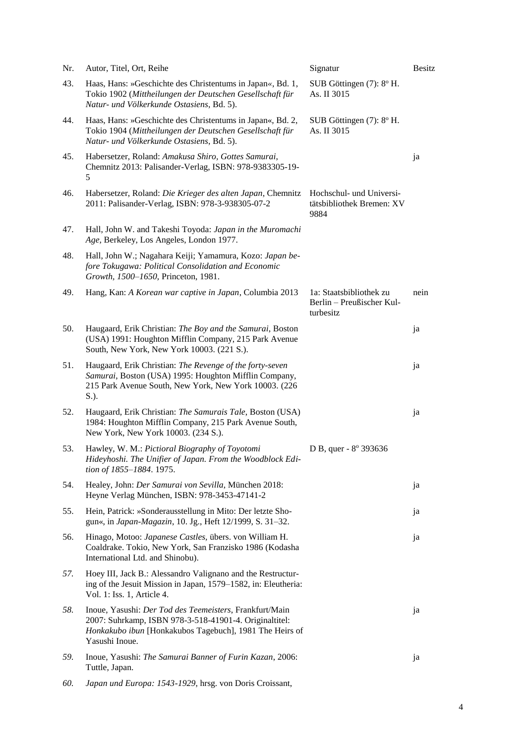| Nr. | Autor, Titel, Ort, Reihe | Signatur | Besitz |
|---|---|---|---|
| 43. | Haas, Hans: »Geschichte des Christentums in Japan«, Bd. 1, Tokio 1902 (*Mittheilungen der Deutschen Gesellschaft für Natur- und Völkerkunde Ostasiens*, Bd. 5). | SUB Göttingen (7): 8° H. As. II 3015 | |
| 44. | Haas, Hans: »Geschichte des Christentums in Japan«, Bd. 2, Tokio 1904 (*Mittheilungen der Deutschen Gesellschaft für Natur- und Völkerkunde Ostasiens*, Bd. 5). | SUB Göttingen (7): 8° H. As. II 3015 | |
| 45. | Habersetzer, Roland: *Amakusa Shiro, Gottes Samurai*, Chemnitz 2013: Palisander-Verlag, ISBN: 978-9383305-19-5 | | ja |
| 46. | Habersetzer, Roland: *Die Krieger des alten Japan*, Chemnitz 2011: Palisander-Verlag, ISBN: 978-3-938305-07-2 | Hochschul- und Universitätsbibliothek Bremen: XV 9884 | |
| 47. | Hall, John W. and Takeshi Toyoda: *Japan in the Muromachi Age*, Berkeley, Los Angeles, London 1977. | | |
| 48. | Hall, John W.; Nagahara Keiji; Yamamura, Kozo: *Japan before Tokugawa: Political Consolidation and Economic Growth, 1500–1650*, Princeton, 1981. | | |
| 49. | Hang, Kan: *A Korean war captive in Japan*, Columbia 2013 | 1a: Staatsbibliothek zu Berlin – Preußischer Kulturbesitz | nein |
| 50. | Haugaard, Erik Christian: *The Boy and the Samurai*, Boston (USA) 1991: Houghton Mifflin Company, 215 Park Avenue South, New York, New York 10003. (221 S.). | | ja |
| 51. | Haugaard, Erik Christian: *The Revenge of the forty-seven Samurai*, Boston (USA) 1995: Houghton Mifflin Company, 215 Park Avenue South, New York, New York 10003. (226 S.). | | ja |
| 52. | Haugaard, Erik Christian: *The Samurais Tale*, Boston (USA) 1984: Houghton Mifflin Company, 215 Park Avenue South, New York, New York 10003. (234 S.). | | ja |
| 53. | Hawley, W. M.: *Pictioral Biography of Toyotomi Hideyhoshi. The Unifier of Japan. From the Woodblock Edition of 1855–1884*. 1975. | D B, quer - 8° 393636 | |
| 54. | Healey, John: *Der Samurai von Sevilla*, München 2018: Heyne Verlag München, ISBN: 978-3453-47141-2 | | ja |
| 55. | Hein, Patrick: »Sonderausstellung in Mito: Der letzte Shogun«, in *Japan-Magazin*, 10. Jg., Heft 12/1999, S. 31–32. | | ja |
| 56. | Hinago, Motoo: *Japanese Castles*, übers. von William H. Coaldrake. Tokio, New York, San Franzisko 1986 (Kodasha International Ltd. and Shinobu). | | ja |
| *57.* | Hoey III, Jack B.: Alessandro Valignano and the Restructuring of the Jesuit Mission in Japan, 1579–1582, in: Eleutheria: Vol. 1: Iss. 1, Article 4. | | |
| *58.* | Inoue, Yasushi: *Der Tod des Teemeisters*, Frankfurt/Main 2007: Suhrkamp, ISBN 978-3-518-41901-4. Originaltitel: *Honkakubo ibun* [Honkakubos Tagebuch], 1981 The Heirs of Yasushi Inoue. | | ja |
| *59.* | Inoue, Yasushi: *The Samurai Banner of Furin Kazan*, 2006: Tuttle, Japan. | | ja |
| *60.* | *Japan und Europa: 1543-1929*, hrsg. von Doris Croissant, | | |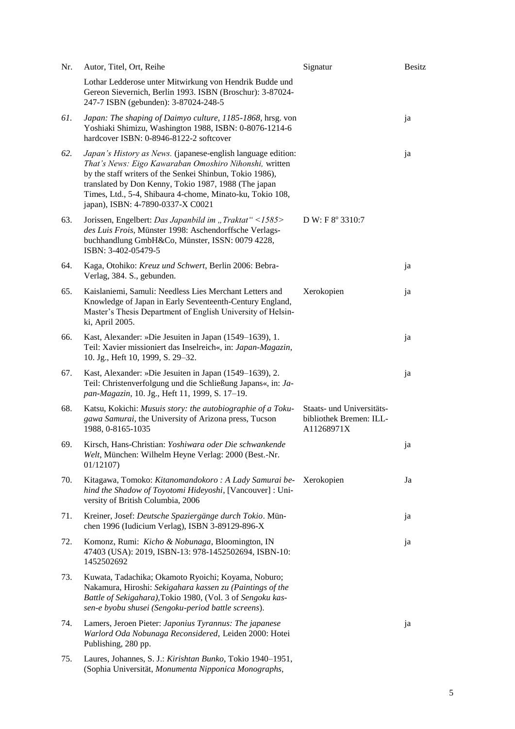| Nr. | Autor, Titel, Ort, Reihe | Signatur | Besitz |
|---|---|---|---|
| | Lothar Ledderose unter Mitwirkung von Hendrik Budde und Gereon Sievernich, Berlin 1993. ISBN (Broschur): 3-87024-247-7 ISBN (gebunden): 3-87024-248-5 | | |
| *61.* | *Japan: The shaping of Daimyo culture, 1185-1868*, hrsg. von Yoshiaki Shimizu, Washington 1988, ISBN: 0-8076-1214-6 hardcover ISBN: 0-8946-8122-2 softcover | | ja |
| *62.* | *Japan's History as News.* (japanese-english language edition: *That's News: Eigo Kawaraban Omoshiro Nihonshi,* written by the staff writers of the Senkei Shinbun, Tokio 1986), translated by Don Kenny, Tokio 1987, 1988 (The japan Times, Ltd., 5-4, Shibaura 4-chome, Minato-ku, Tokio 108, japan), ISBN: 4-7890-0337-X C0021 | | ja |
| 63. | Jorissen, Engelbert: *Das Japanbild im „Traktat" <1585> des Luis Frois*, Münster 1998: Aschendorffsche Verlagsbuchhandlung GmbH&Co, Münster, ISSN: 0079 4228, ISBN: 3-402-05479-5 | D W: F 8° 3310:7 | |
| 64. | Kaga, Otohiko: *Kreuz und Schwert*, Berlin 2006: Bebra-Verlag, 384. S., gebunden. | | ja |
| 65. | Kaislaniemi, Samuli: Needless Lies Merchant Letters and Knowledge of Japan in Early Seventeenth-Century England, Master's Thesis Department of English University of Helsinki, April 2005. | Xerokopien | ja |
| 66. | Kast, Alexander: »Die Jesuiten in Japan (1549–1639), 1. Teil: Xavier missioniert das Inselreich«, in: *Japan-Magazin*, 10. Jg., Heft 10, 1999, S. 29–32. | | ja |
| 67. | Kast, Alexander: »Die Jesuiten in Japan (1549–1639), 2. Teil: Christenverfolgung und die Schließung Japans«, in: *Japan-Magazin*, 10. Jg., Heft 11, 1999, S. 17–19. | | ja |
| 68. | Katsu, Kokichi: *Musuis story: the autobiographie of a Tokugawa Samurai*, the University of Arizona press, Tucson 1988, 0-8165-1035 | Staats- und Universitätsbibliothek Bremen: ILL-A11268971X | |
| 69. | Kirsch, Hans-Christian: *Yoshiwara oder Die schwankende Welt*, München: Wilhelm Heyne Verlag: 2000 (Best.-Nr. 01/12107) | | ja |
| 70. | Kitagawa, Tomoko: *Kitanomandokoro : A Lady Samurai behind the Shadow of Toyotomi Hideyoshi*, [Vancouver] : University of British Columbia, 2006 | Xerokopien | Ja |
| 71. | Kreiner, Josef: *Deutsche Spaziergänge durch Tokio*. München 1996 (Iudicium Verlag), ISBN 3-89129-896-X | | ja |
| 72. | Komonz, Rumi: *Kicho & Nobunaga*, Bloomington, IN 47403 (USA): 2019, ISBN-13: 978-1452502694, ISBN-10: 1452502692 | | ja |
| 73. | Kuwata, Tadachika; Okamoto Ryoichi; Koyama, Noburo; Nakamura, Hiroshi: *Sekigahara kassen zu (Paintings of the Battle of Sekigahara)*,Tokio 1980, (Vol. 3 of *Sengoku kassen-e byobu shusei (Sengoku-period battle screens*). | | |
| 74. | Lamers, Jeroen Pieter: *Japonius Tyrannus: The japanese Warlord Oda Nobunaga Reconsidered*, Leiden 2000: Hotei Publishing, 280 pp. | | ja |
| 75. | Laures, Johannes, S. J.: *Kirishtan Bunko*, Tokio 1940–1951, (Sophia Universität, *Monumenta Nipponica Monographs*, | | |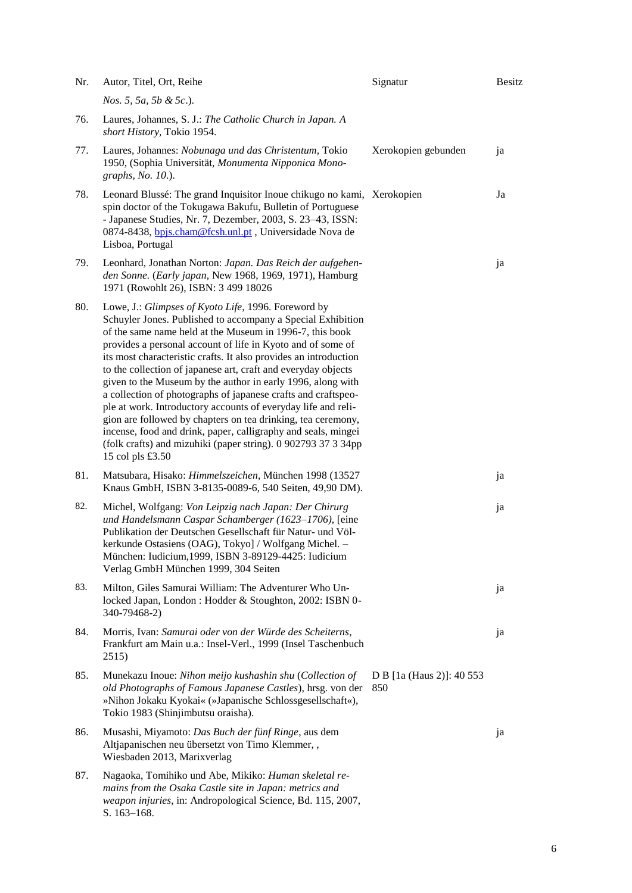| Nr. | Autor, Titel, Ort, Reihe | Signatur | Besitz |
|---|---|---|---|
| | *Nos. 5, 5a, 5b & 5c*.). | | |
| 76. | Laures, Johannes, S. J.: *The Catholic Church in Japan. A short History*, Tokio 1954. | | |
| 77. | Laures, Johannes: *Nobunaga und das Christentum*, Tokio 1950, (Sophia Universität, *Monumenta Nipponica Monographs, No. 10*.). | Xerokopien gebunden | ja |
| 78. | Leonard Blussé: The grand Inquisitor Inoue chikugo no kami, spin doctor of the Tokugawa Bakufu, Bulletin of Portuguese - Japanese Studies, Nr. 7, Dezember, 2003, S. 23–43, ISSN: 0874-8438, bpjs.cham@fcsh.unl.pt , Universidade Nova de Lisboa, Portugal | Xerokopien | Ja |
| 79. | Leonhard, Jonathan Norton: *Japan. Das Reich der aufgehenden Sonne.* (*Early japan*, New 1968, 1969, 1971), Hamburg 1971 (Rowohlt 26), ISBN: 3 499 18026 | | ja |
| 80. | Lowe, J.: *Glimpses of Kyoto Life*, 1996. Foreword by Schuyler Jones. Published to accompany a Special Exhibition of the same name held at the Museum in 1996-7, this book provides a personal account of life in Kyoto and of some of its most characteristic crafts. It also provides an introduction to the collection of japanese art, craft and everyday objects given to the Museum by the author in early 1996, along with a collection of photographs of japanese crafts and craftspeople at work. Introductory accounts of everyday life and religion are followed by chapters on tea drinking, tea ceremony, incense, food and drink, paper, calligraphy and seals, mingei (folk crafts) and mizuhiki (paper string). 0 902793 37 3 34pp 15 col pls £3.50 | | |
| 81. | Matsubara, Hisako: *Himmelszeichen*, München 1998 (13527 Knaus GmbH, ISBN 3-8135-0089-6, 540 Seiten, 49,90 DM). | | ja |
| 82. | Michel, Wolfgang: *Von Leipzig nach Japan: Der Chirurg und Handelsmann Caspar Schamberger (1623–1706)*, [eine Publikation der Deutschen Gesellschaft für Natur- und Völkerkunde Ostasiens (OAG), Tokyo] / Wolfgang Michel. – München: Iudicium,1999, ISBN 3-89129-4425: Iudicium Verlag GmbH München 1999, 304 Seiten | | ja |
| 83. | Milton, Giles Samurai William: The Adventurer Who Unlocked Japan, London : Hodder & Stoughton, 2002: ISBN 0-340-79468-2) | | ja |
| 84. | Morris, Ivan: *Samurai oder von der Würde des Scheiterns*, Frankfurt am Main u.a.: Insel-Verl., 1999 (Insel Taschenbuch 2515) | | ja |
| 85. | Munekazu Inoue: *Nihon meijo kushashin shu* (*Collection of old Photographs of Famous Japanese Castles*), hrsg. von der »Nihon Jokaku Kyokai« (»Japanische Schlossgesellschaft«), Tokio 1983 (Shinjimbutsu oraisha). | D B [1a (Haus 2)]: 40 553 850 | |
| 86. | Musashi, Miyamoto: *Das Buch der fünf Ringe*, aus dem Altjapanischen neu übersetzt von Timo Klemmer, , Wiesbaden 2013, Marixverlag | | ja |
| 87. | Nagaoka, Tomihiko und Abe, Mikiko: *Human skeletal remains from the Osaka Castle site in Japan: metrics and weapon injuries*, in: Andropological Science, Bd. 115, 2007, S. 163–168. | | |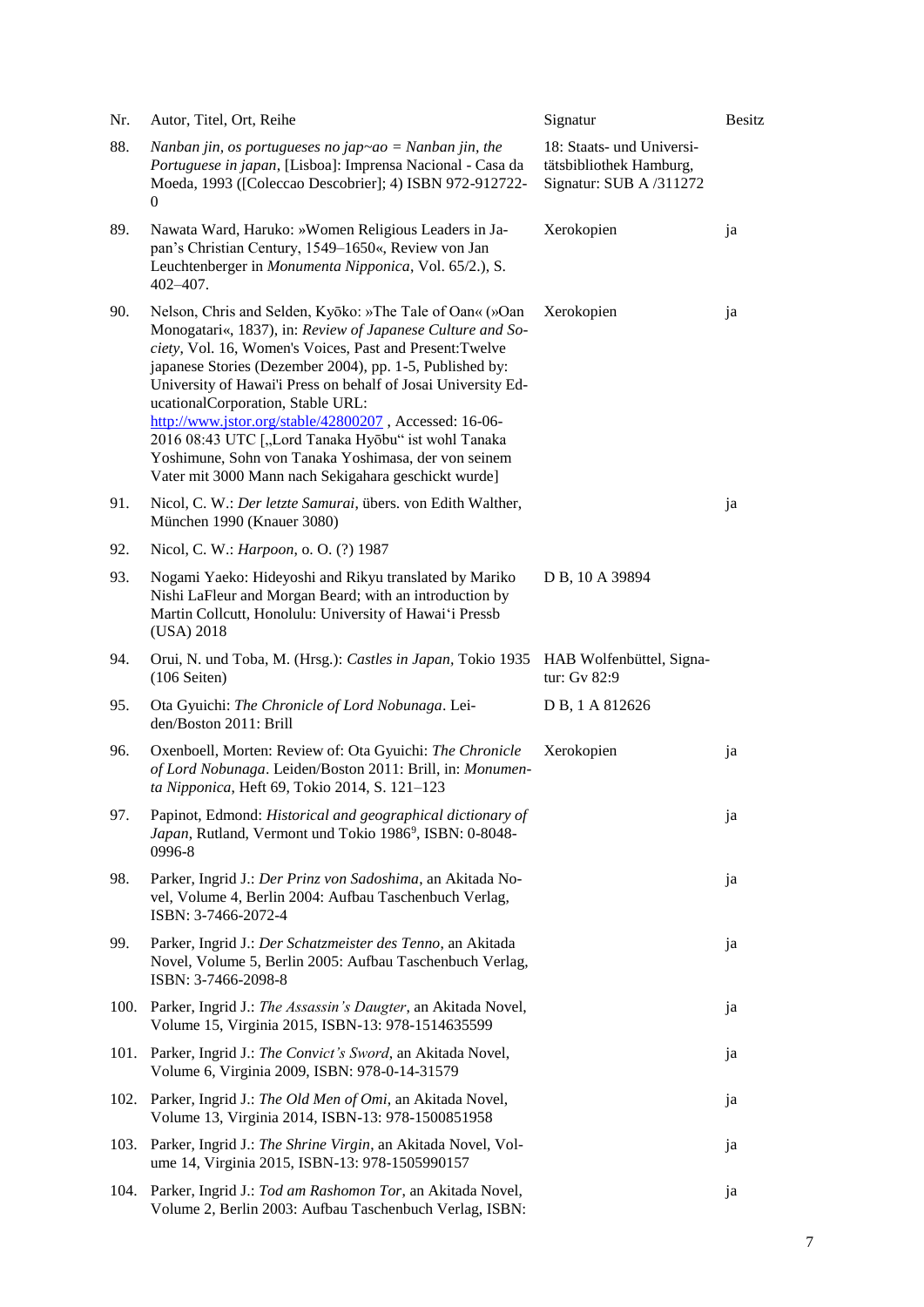| Nr. | Autor, Titel, Ort, Reihe | Signatur | Besitz |
| --- | --- | --- | --- |
| 88. | *Nanban jin, os portugueses no jap~ao = Nanban jin, the Portuguese in japan*, [Lisboa]: Imprensa Nacional - Casa da Moeda, 1993 ([Coleccao Descobrier]; 4) ISBN 972-912722-0 | 18: Staats- und Universitätsbibliothek Hamburg, Signatur: SUB A /311272 | |
| 89. | Nawata Ward, Haruko: »Women Religious Leaders in Japan's Christian Century, 1549–1650«, Review von Jan Leuchtenberger in *Monumenta Nipponica*, Vol. 65/2.), S. 402–407. | Xerokopien | ja |
| 90. | Nelson, Chris and Selden, Kyōko: »The Tale of Oan« (»Oan Monogatari«, 1837), in: *Review of Japanese Culture and Society*, Vol. 16, Women's Voices, Past and Present:Twelve japanese Stories (Dezember 2004), pp. 1-5, Published by: University of Hawai'i Press on behalf of Josai University EducationalCorporation, Stable URL: http://www.jstor.org/stable/42800207 , Accessed: 16-06-2016 08:43 UTC [„Lord Tanaka Hyōbu" ist wohl Tanaka Yoshimune, Sohn von Tanaka Yoshimasa, der von seinem Vater mit 3000 Mann nach Sekigahara geschickt wurde] | Xerokopien | ja |
| 91. | Nicol, C. W.: *Der letzte Samurai*, übers. von Edith Walther, München 1990 (Knauer 3080) | | ja |
| 92. | Nicol, C. W.: *Harpoon*, o. O. (?) 1987 | | |
| 93. | Nogami Yaeko: Hideyoshi and Rikyu translated by Mariko Nishi LaFleur and Morgan Beard; with an introduction by Martin Collcutt, Honolulu: University of Hawai'i Pressb (USA) 2018 | D B, 10 A 39894 | |
| 94. | Orui, N. und Toba, M. (Hrsg.): *Castles in Japan*, Tokio 1935 (106 Seiten) | HAB Wolfenbüttel, Signatur: Gv 82:9 | |
| 95. | Ota Gyuichi: *The Chronicle of Lord Nobunaga*. Leiden/Boston 2011: Brill | D B, 1 A 812626 | |
| 96. | Oxenboell, Morten: Review of: Ota Gyuichi: *The Chronicle of Lord Nobunaga*. Leiden/Boston 2011: Brill, in: *Monumenta Nipponica*, Heft 69, Tokio 2014, S. 121–123 | Xerokopien | ja |
| 97. | Papinot, Edmond: *Historical and geographical dictionary of Japan*, Rutland, Vermont und Tokio 1986[9], ISBN: 0-8048-0996-8 | | ja |
| 98. | Parker, Ingrid J.: *Der Prinz von Sadoshima*, an Akitada Novel, Volume 4, Berlin 2004: Aufbau Taschenbuch Verlag, ISBN: 3-7466-2072-4 | | ja |
| 99. | Parker, Ingrid J.: *Der Schatzmeister des Tenno*, an Akitada Novel, Volume 5, Berlin 2005: Aufbau Taschenbuch Verlag, ISBN: 3-7466-2098-8 | | ja |
| 100. | Parker, Ingrid J.: *The Assassin's Daugter*, an Akitada Novel, Volume 15, Virginia 2015, ISBN-13: 978-1514635599 | | ja |
| 101. | Parker, Ingrid J.: *The Convict's Sword*, an Akitada Novel, Volume 6, Virginia 2009, ISBN: 978-0-14-31579 | | ja |
| 102. | Parker, Ingrid J.: *The Old Men of Omi*, an Akitada Novel, Volume 13, Virginia 2014, ISBN-13: 978-1500851958 | | ja |
| 103. | Parker, Ingrid J.: *The Shrine Virgin*, an Akitada Novel, Volume 14, Virginia 2015, ISBN-13: 978-1505990157 | | ja |
| 104. | Parker, Ingrid J.: *Tod am Rashomon Tor*, an Akitada Novel, Volume 2, Berlin 2003: Aufbau Taschenbuch Verlag, ISBN: | | ja |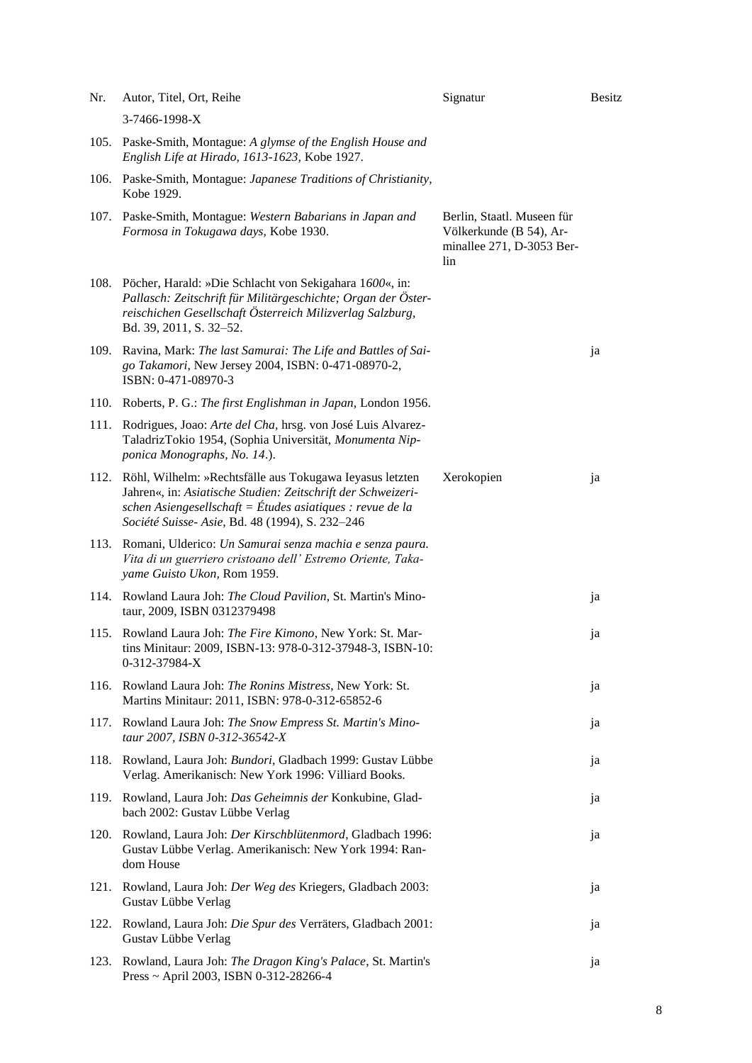| Nr. | Autor, Titel, Ort, Reihe | Signatur | Besitz |
|---|---|---|---|
| | 3-7466-1998-X | | |
| 105. | Paske-Smith, Montague: *A glymse of the English House and English Life at Hirado, 1613-1623,* Kobe 1927. | | |
| 106. | Paske-Smith, Montague: *Japanese Traditions of Christianity,* Kobe 1929. | | |
| 107. | Paske-Smith, Montague: *Western Babarians in Japan and Formosa in Tokugawa days,* Kobe 1930. | Berlin, Staatl. Museen für Völkerkunde (B 54), Arminallee 271, D-3053 Berlin | |
| 108. | Pöcher, Harald: »Die Schlacht von Sekigahara 1*600*«, in: *Pallasch: Zeitschrift für Militärgeschichte; Organ der Österreichischen Gesellschaft Österreich Milizverlag Salzburg,* Bd. 39, 2011, S. 32–52. | | |
| 109. | Ravina, Mark: *The last Samurai: The Life and Battles of Saigo Takamori,* New Jersey 2004, ISBN: 0-471-08970-2, ISBN: 0-471-08970-3 | | ja |
| 110. | Roberts, P. G.: *The first Englishman in Japan,* London 1956. | | |
| 111. | Rodrigues, Joao: *Arte del Cha,* hrsg. von José Luis Alvarez-TaladrizTokio 1954, (Sophia Universität, *Monumenta Nipponica Monographs, No. 14*.). | | |
| 112. | Röhl, Wilhelm: »Rechtsfälle aus Tokugawa Ieyasus letzten Jahren«, in: *Asiatische Studien: Zeitschrift der Schweizerischen Asiengesellschaft = Études asiatiques : revue de la Société Suisse- Asie,* Bd. 48 (1994), S. 232–246 | Xerokopien | ja |
| 113. | Romani, Ulderico: *Un Samurai senza machia e senza paura. Vita di un guerriero cristoano dell' Estremo Oriente, Takayame Guisto Ukon,* Rom 1959. | | |
| 114. | Rowland Laura Joh: *The Cloud Pavilion,* St. Martin's Minotaur, 2009, ISBN 0312379498 | | ja |
| 115. | Rowland Laura Joh: *The Fire Kimono,* New York: St. Martins Minitaur: 2009, ISBN-13: 978-0-312-37948-3, ISBN-10: 0-312-37984-X | | ja |
| 116. | Rowland Laura Joh: *The Ronins Mistress,* New York: St. Martins Minitaur: 2011, ISBN: 978-0-312-65852-6 | | ja |
| 117. | Rowland Laura Joh: *The Snow Empress St. Martin's Minotaur 2007, ISBN 0-312-36542-X* | | ja |
| 118. | Rowland, Laura Joh: *Bundori,* Gladbach 1999: Gustav Lübbe Verlag. Amerikanisch: New York 1996: Villiard Books. | | ja |
| 119. | Rowland, Laura Joh: *Das Geheimnis der* Konkubine, Gladbach 2002: Gustav Lübbe Verlag | | ja |
| 120. | Rowland, Laura Joh: *Der Kirschblütenmord,* Gladbach 1996: Gustav Lübbe Verlag. Amerikanisch: New York 1994: Random House | | ja |
| 121. | Rowland, Laura Joh: *Der Weg des* Kriegers, Gladbach 2003: Gustav Lübbe Verlag | | ja |
| 122. | Rowland, Laura Joh: *Die Spur des* Verräters, Gladbach 2001: Gustav Lübbe Verlag | | ja |
| 123. | Rowland, Laura Joh: *The Dragon King's Palace,* St. Martin's Press ~ April 2003, ISBN 0-312-28266-4 | | ja |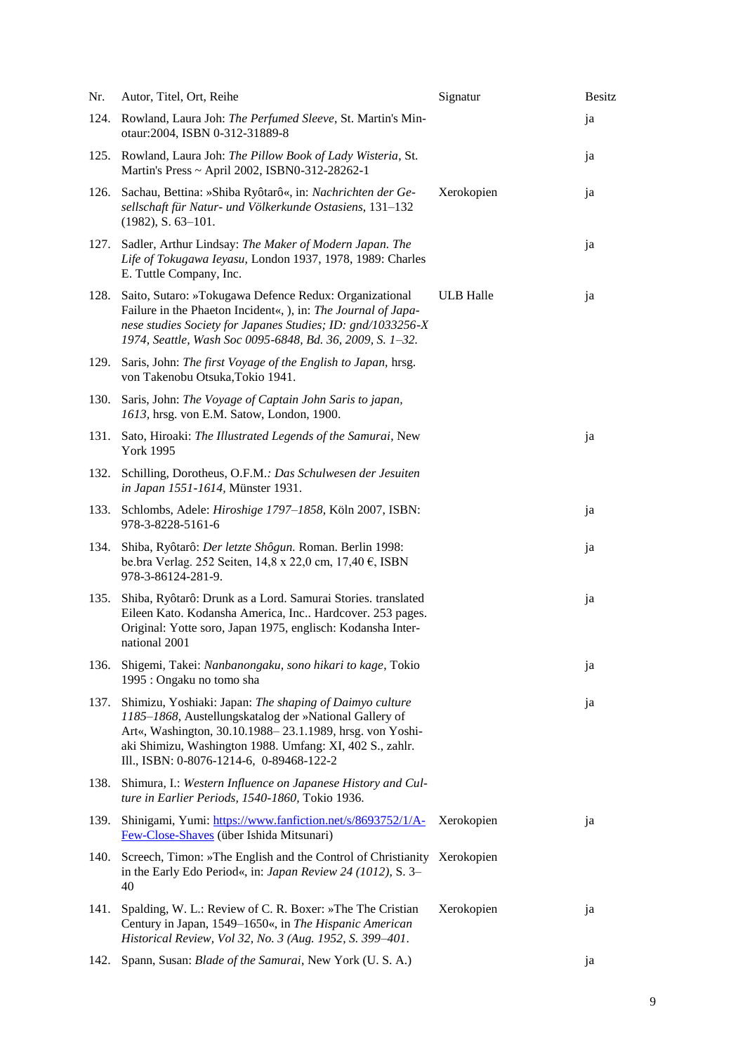| Nr. | Autor, Titel, Ort, Reihe | Signatur | Besitz |
| --- | --- | --- | --- |
| 124. | Rowland, Laura Joh: *The Perfumed Sleeve*, St. Martin's Minotaur:2004, ISBN 0-312-31889-8 | | ja |
| 125. | Rowland, Laura Joh: *The Pillow Book of Lady Wisteria*, St. Martin's Press ~ April 2002, ISBN0-312-28262-1 | | ja |
| 126. | Sachau, Bettina: »Shiba Ryôtarô«, in: *Nachrichten der Gesellschaft für Natur- und Völkerkunde Ostasiens*, 131–132 (1982), S. 63–101. | Xerokopien | ja |
| 127. | Sadler, Arthur Lindsay: *The Maker of Modern Japan. The Life of Tokugawa Ieyasu*, London 1937, 1978, 1989: Charles E. Tuttle Company, Inc. | | ja |
| 128. | Saito, Sutaro: »Tokugawa Defence Redux: Organizational Failure in the Phaeton Incident«, ), in: *The Journal of Japanese studies Society for Japanes Studies; ID: gnd/1033256-X 1974, Seattle, Wash Soc 0095-6848, Bd. 36, 2009, S. 1–32.* | ULB Halle | ja |
| 129. | Saris, John: *The first Voyage of the English to Japan*, hrsg. von Takenobu Otsuka,Tokio 1941. | | |
| 130. | Saris, John: *The Voyage of Captain John Saris to japan, 1613*, hrsg. von E.M. Satow, London, 1900. | | |
| 131. | Sato, Hiroaki: *The Illustrated Legends of the Samurai*, New York 1995 | | ja |
| 132. | Schilling, Dorotheus, O.F.M.*: Das Schulwesen der Jesuiten in Japan 1551-1614,* Münster 1931. | | |
| 133. | Schlombs, Adele: *Hiroshige 1797–1858*, Köln 2007, ISBN: 978-3-8228-5161-6 | | ja |
| 134. | Shiba, Ryôtarô: *Der letzte Shôgun.* Roman. Berlin 1998: be.bra Verlag. 252 Seiten, 14,8 x 22,0 cm, 17,40 €, ISBN 978-3-86124-281-9. | | ja |
| 135. | Shiba, Ryôtarô: Drunk as a Lord. Samurai Stories. translated Eileen Kato. Kodansha America, Inc.. Hardcover. 253 pages. Original: Yotte soro, Japan 1975, englisch: Kodansha International 2001 | | ja |
| 136. | Shigemi, Takei: *Nanbanongaku, sono hikari to kage*, Tokio 1995 : Ongaku no tomo sha | | ja |
| 137. | Shimizu, Yoshiaki: Japan: *The shaping of Daimyo culture 1185–1868*, Austellungskatalog der »National Gallery of Art«, Washington, 30.10.1988– 23.1.1989, hrsg. von Yoshiaki Shimizu, Washington 1988. Umfang: XI, 402 S., zahlr. Ill., ISBN: 0-8076-1214-6, 0-89468-122-2 | | ja |
| 138. | Shimura, I.: *Western Influence on Japanese History and Culture in Earlier Periods, 1540-1860,* Tokio 1936. | | |
| 139. | Shinigami, Yumi: [https://www.fanfiction.net/s/8693752/1/A-Few-Close-Shaves](https://www.fanfiction.net/s/8693752/1/A-Few-Close-Shaves) (über Ishida Mitsunari) | Xerokopien | ja |
| 140. | Screech, Timon: »The English and the Control of Christianity in the Early Edo Period«, in: *Japan Review 24 (1012)*, S. 3–40 | Xerokopien | |
| 141. | Spalding, W. L.: Review of C. R. Boxer: »The The Cristian Century in Japan, 1549–1650«, in *The Hispanic American Historical Review, Vol 32, No. 3 (Aug. 1952, S. 399–401.* | Xerokopien | ja |
| 142. | Spann, Susan: *Blade of the Samurai*, New York (U. S. A.) | | ja |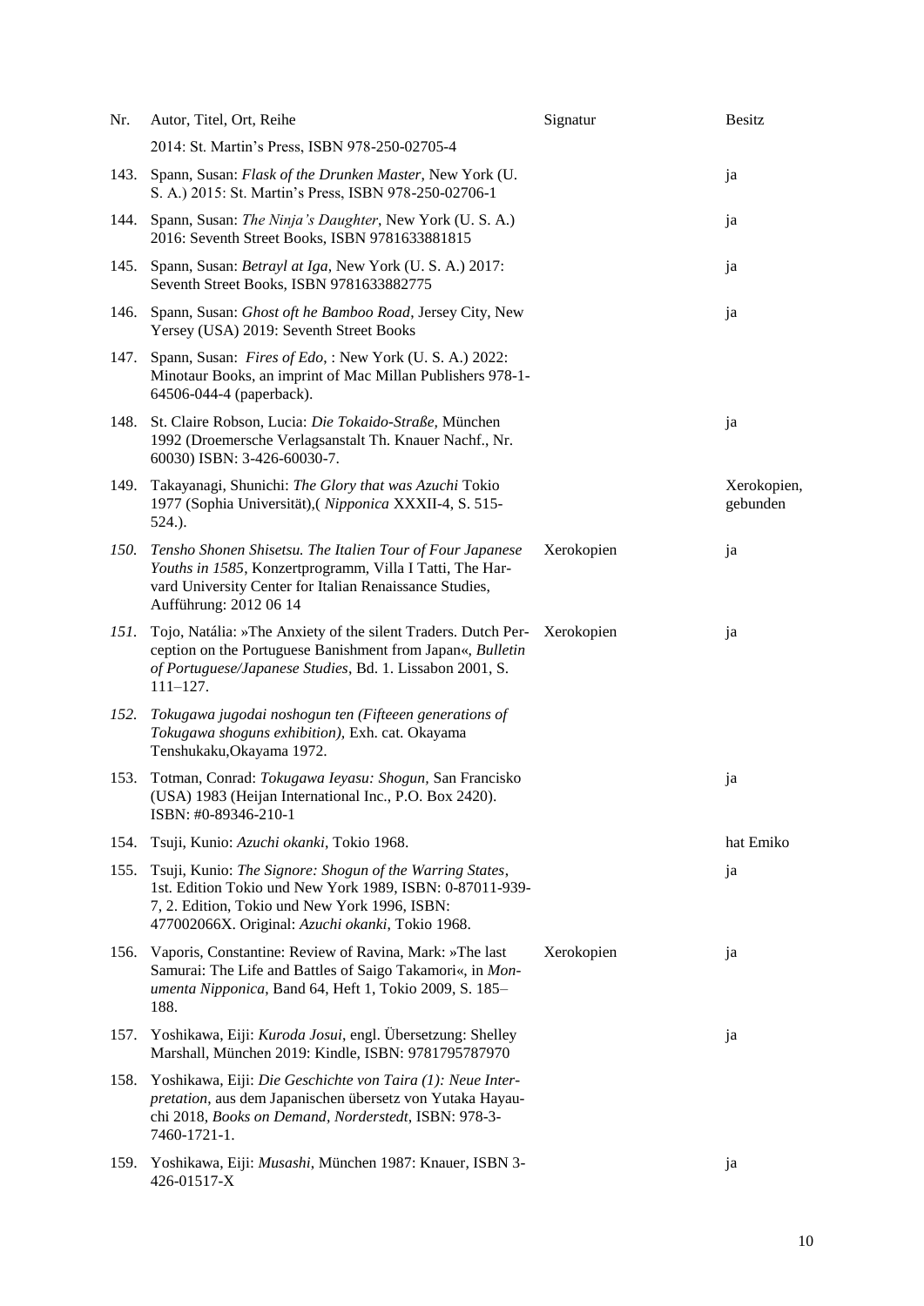| Nr. | Autor, Titel, Ort, Reihe | Signatur | Besitz |
| --- | --- | --- | --- |
| | 2014: St. Martin's Press, ISBN 978-250-02705-4 | | |
| 143. | Spann, Susan: *Flask of the Drunken Master*, New York (U. S. A.) 2015: St. Martin's Press, ISBN 978-250-02706-1 | | ja |
| 144. | Spann, Susan: *The Ninja's Daughter*, New York (U. S. A.) 2016: Seventh Street Books, ISBN 9781633881815 | | ja |
| 145. | Spann, Susan: *Betrayl at Iga*, New York (U. S. A.) 2017: Seventh Street Books, ISBN 9781633882775 | | ja |
| 146. | Spann, Susan: *Ghost oft he Bamboo Road*, Jersey City, New Yersey (USA) 2019: Seventh Street Books | | ja |
| 147. | Spann, Susan: *Fires of Edo*, : New York (U. S. A.) 2022: Minotaur Books, an imprint of Mac Millan Publishers 978-1-64506-044-4 (paperback). | | |
| 148. | St. Claire Robson, Lucia: *Die Tokaido-Straße*, München 1992 (Droemersche Verlagsanstalt Th. Knauer Nachf., Nr. 60030) ISBN: 3-426-60030-7. | | ja |
| 149. | Takayanagi, Shunichi: *The Glory that was Azuchi* Tokio 1977 (Sophia Universität),( *Nipponica* XXXII-4, S. 515-524.). | | Xerokopien, gebunden |
| *150.* | *Tensho Shonen Shisetsu. The Italien Tour of Four Japanese Youths in 1585*, Konzertprogramm, Villa I Tatti, The Harvard University Center for Italian Renaissance Studies, Aufführung: 2012 06 14 | Xerokopien | ja |
| *151.* | Tojo, Natália: »The Anxiety of the silent Traders. Dutch Perception on the Portuguese Banishment from Japan«, *Bulletin of Portuguese/Japanese Studies*, Bd. 1. Lissabon 2001, S. 111–127. | Xerokopien | ja |
| *152.* | *Tokugawa jugodai noshogun ten (Fifteeen generations of Tokugawa shoguns exhibition)*, Exh. cat. Okayama Tenshukaku,Okayama 1972. | | |
| 153. | Totman, Conrad: *Tokugawa Ieyasu: Shogun*, San Francisko (USA) 1983 (Heijan International Inc., P.O. Box 2420). ISBN: #0-89346-210-1 | | ja |
| 154. | Tsuji, Kunio: *Azuchi okanki*, Tokio 1968. | | hat Emiko |
| 155. | Tsuji, Kunio: *The Signore: Shogun of the Warring States*, 1st. Edition Tokio und New York 1989, ISBN: 0-87011-939-7, 2. Edition, Tokio und New York 1996, ISBN: 477002066X. Original: *Azuchi okanki*, Tokio 1968. | | ja |
| 156. | Vaporis, Constantine: Review of Ravina, Mark: »The last Samurai: The Life and Battles of Saigo Takamori«, in *Monumenta Nipponica*, Band 64, Heft 1, Tokio 2009, S. 185–188. | Xerokopien | ja |
| 157. | Yoshikawa, Eiji: *Kuroda Josui*, engl. Übersetzung: Shelley Marshall, München 2019: Kindle, ISBN: 9781795787970 | | ja |
| 158. | Yoshikawa, Eiji: *Die Geschichte von Taira (1): Neue Interpretation*, aus dem Japanischen übersetz von Yutaka Hayauchi 2018, *Books on Demand, Norderstedt*, ISBN: 978-3-7460-1721-1. | | |
| 159. | Yoshikawa, Eiji: *Musashi*, München 1987: Knauer, ISBN 3-426-01517-X | | ja |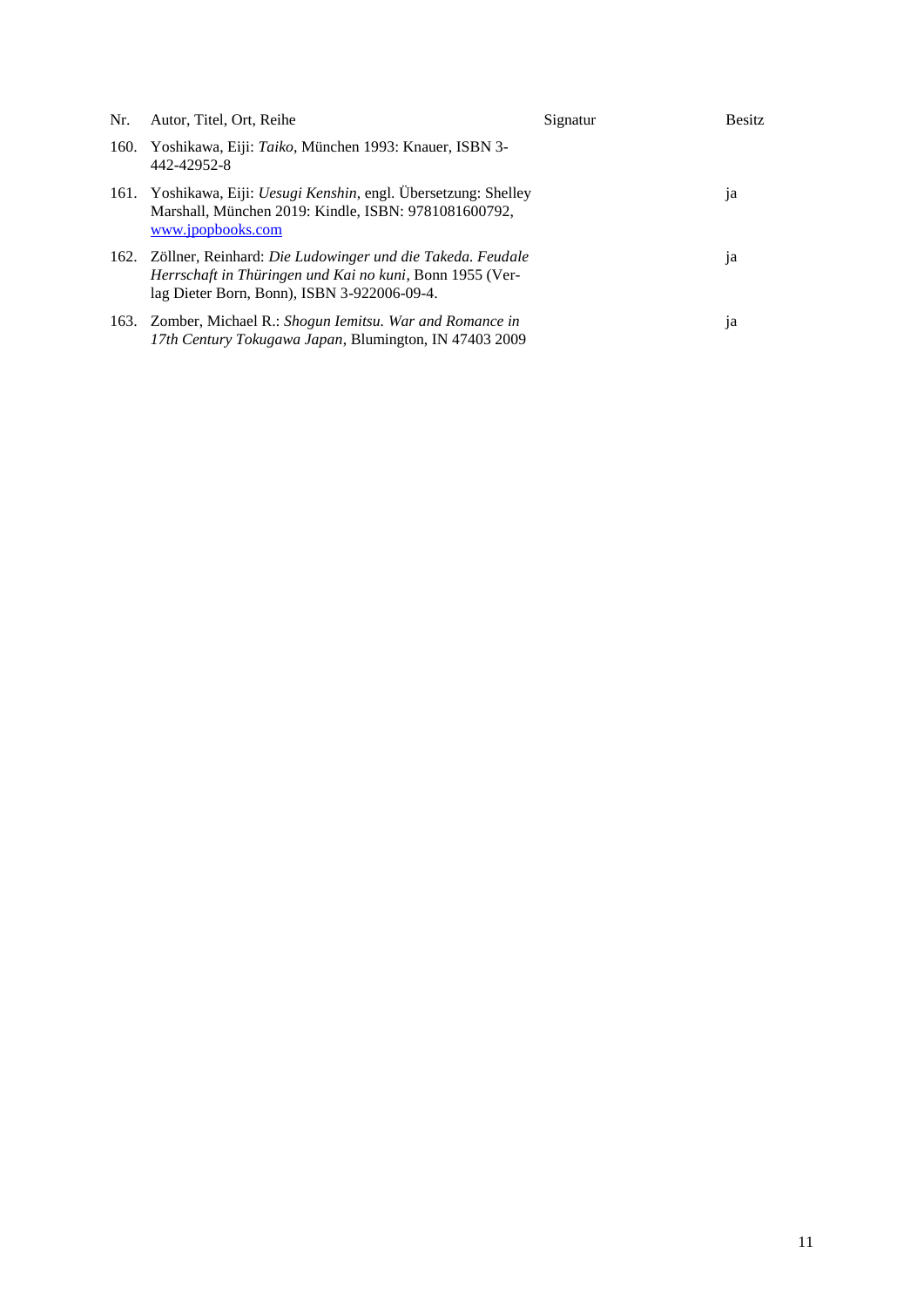| Nr. | Autor, Titel, Ort, Reihe | Signatur | Besitz |
| --- | --- | --- | --- |
| 160. | Yoshikawa, Eiji: *Taiko*, München 1993: Knauer, ISBN 3-442-42952-8 | | |
| 161. | Yoshikawa, Eiji: *Uesugi Kenshin*, engl. Übersetzung: Shelley Marshall, München 2019: Kindle, ISBN: 9781081600792, www.jpopbooks.com | | ja |
| 162. | Zöllner, Reinhard: *Die Ludowinger und die Takeda. Feudale Herrschaft in Thüringen und Kai no kuni*, Bonn 1955 (Verlag Dieter Born, Bonn), ISBN 3-922006-09-4. | | ja |
| 163. | Zomber, Michael R.: *Shogun Iemitsu. War and Romance in 17th Century Tokugawa Japan*, Blumington, IN 47403 2009 | | ja |